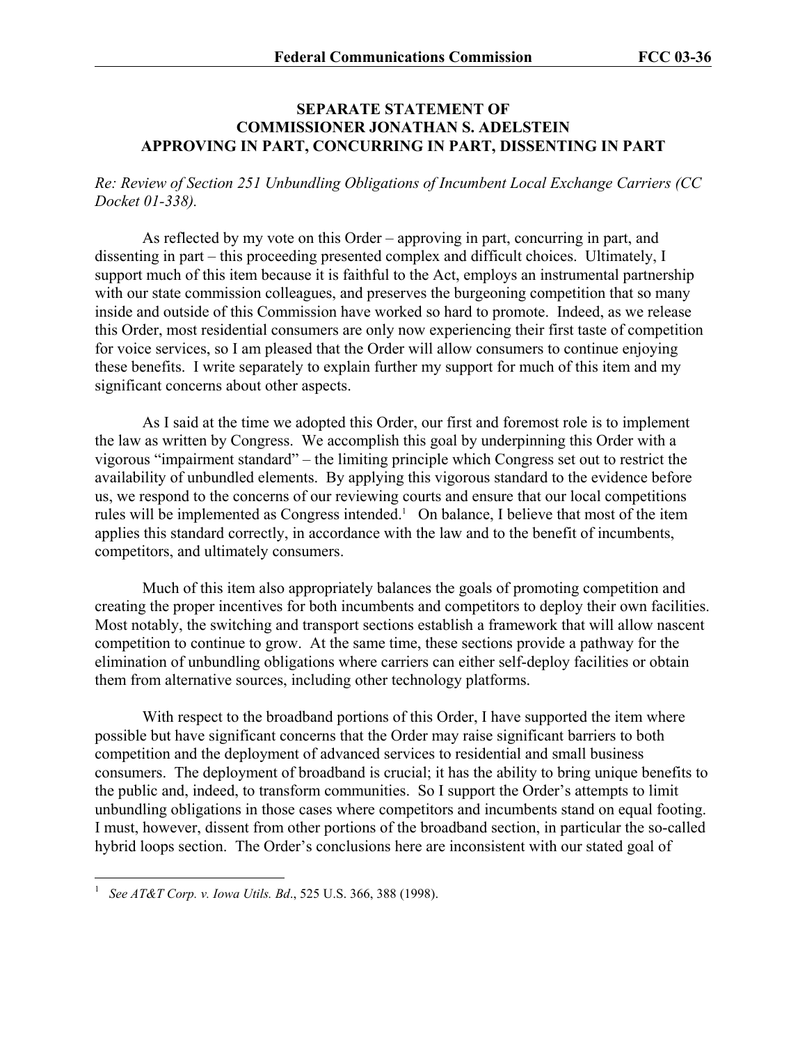**SEPARATE STATEMENT OF**
**COMMISSIONER JONATHAN S. ADELSTEIN**
**APPROVING IN PART, CONCURRING IN PART, DISSENTING IN PART**

*Re: Review of Section 251 Unbundling Obligations of Incumbent Local Exchange Carriers (CC Docket 01-338).*

As reflected by my vote on this Order – approving in part, concurring in part, and dissenting in part – this proceeding presented complex and difficult choices. Ultimately, I support much of this item because it is faithful to the Act, employs an instrumental partnership with our state commission colleagues, and preserves the burgeoning competition that so many inside and outside of this Commission have worked so hard to promote. Indeed, as we release this Order, most residential consumers are only now experiencing their first taste of competition for voice services, so I am pleased that the Order will allow consumers to continue enjoying these benefits. I write separately to explain further my support for much of this item and my significant concerns about other aspects.

As I said at the time we adopted this Order, our first and foremost role is to implement the law as written by Congress. We accomplish this goal by underpinning this Order with a vigorous "impairment standard" – the limiting principle which Congress set out to restrict the availability of unbundled elements. By applying this vigorous standard to the evidence before us, we respond to the concerns of our reviewing courts and ensure that our local competitions rules will be implemented as Congress intended.[1] On balance, I believe that most of the item applies this standard correctly, in accordance with the law and to the benefit of incumbents, competitors, and ultimately consumers.

Much of this item also appropriately balances the goals of promoting competition and creating the proper incentives for both incumbents and competitors to deploy their own facilities. Most notably, the switching and transport sections establish a framework that will allow nascent competition to continue to grow. At the same time, these sections provide a pathway for the elimination of unbundling obligations where carriers can either self-deploy facilities or obtain them from alternative sources, including other technology platforms.

With respect to the broadband portions of this Order, I have supported the item where possible but have significant concerns that the Order may raise significant barriers to both competition and the deployment of advanced services to residential and small business consumers. The deployment of broadband is crucial; it has the ability to bring unique benefits to the public and, indeed, to transform communities. So I support the Order's attempts to limit unbundling obligations in those cases where competitors and incumbents stand on equal footing. I must, however, dissent from other portions of the broadband section, in particular the so-called hybrid loops section. The Order's conclusions here are inconsistent with our stated goal of

[1] *See AT&T Corp. v. Iowa Utils. Bd*., 525 U.S. 366, 388 (1998).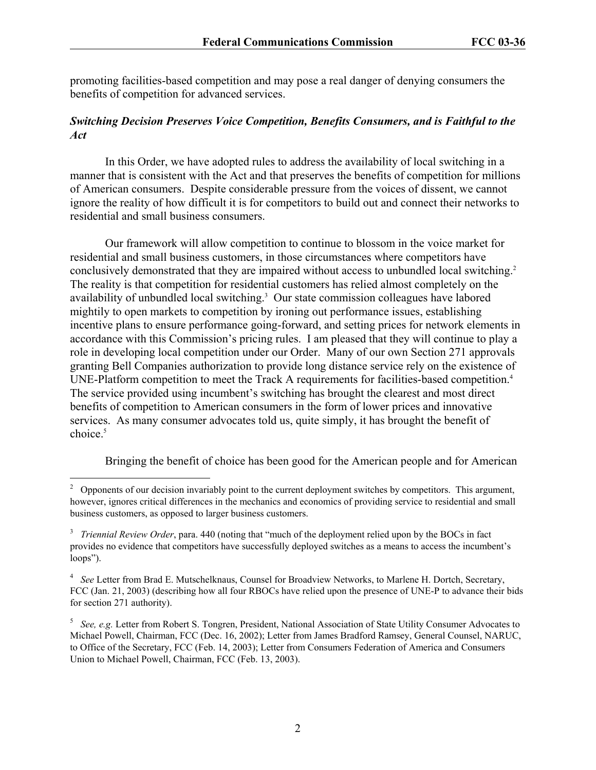promoting facilities-based competition and may pose a real danger of denying consumers the benefits of competition for advanced services.

***Switching Decision Preserves Voice Competition, Benefits Consumers, and is Faithful to the Act***

In this Order, we have adopted rules to address the availability of local switching in a manner that is consistent with the Act and that preserves the benefits of competition for millions of American consumers. Despite considerable pressure from the voices of dissent, we cannot ignore the reality of how difficult it is for competitors to build out and connect their networks to residential and small business consumers.

Our framework will allow competition to continue to blossom in the voice market for residential and small business customers, in those circumstances where competitors have conclusively demonstrated that they are impaired without access to unbundled local switching.[2] The reality is that competition for residential customers has relied almost completely on the availability of unbundled local switching.[3] Our state commission colleagues have labored mightily to open markets to competition by ironing out performance issues, establishing incentive plans to ensure performance going-forward, and setting prices for network elements in accordance with this Commission's pricing rules. I am pleased that they will continue to play a role in developing local competition under our Order. Many of our own Section 271 approvals granting Bell Companies authorization to provide long distance service rely on the existence of UNE-Platform competition to meet the Track A requirements for facilities-based competition.[4] The service provided using incumbent's switching has brought the clearest and most direct benefits of competition to American consumers in the form of lower prices and innovative services. As many consumer advocates told us, quite simply, it has brought the benefit of choice.[5]

Bringing the benefit of choice has been good for the American people and for American

---

[2] Opponents of our decision invariably point to the current deployment switches by competitors. This argument, however, ignores critical differences in the mechanics and economics of providing service to residential and small business customers, as opposed to larger business customers.

[3] *Triennial Review Order*, para. 440 (noting that "much of the deployment relied upon by the BOCs in fact provides no evidence that competitors have successfully deployed switches as a means to access the incumbent's loops").

[4] *See* Letter from Brad E. Mutschelknaus, Counsel for Broadview Networks, to Marlene H. Dortch, Secretary, FCC (Jan. 21, 2003) (describing how all four RBOCs have relied upon the presence of UNE-P to advance their bids for section 271 authority).

[5] *See, e.g.* Letter from Robert S. Tongren, President, National Association of State Utility Consumer Advocates to Michael Powell, Chairman, FCC (Dec. 16, 2002); Letter from James Bradford Ramsey, General Counsel, NARUC, to Office of the Secretary, FCC (Feb. 14, 2003); Letter from Consumers Federation of America and Consumers Union to Michael Powell, Chairman, FCC (Feb. 13, 2003).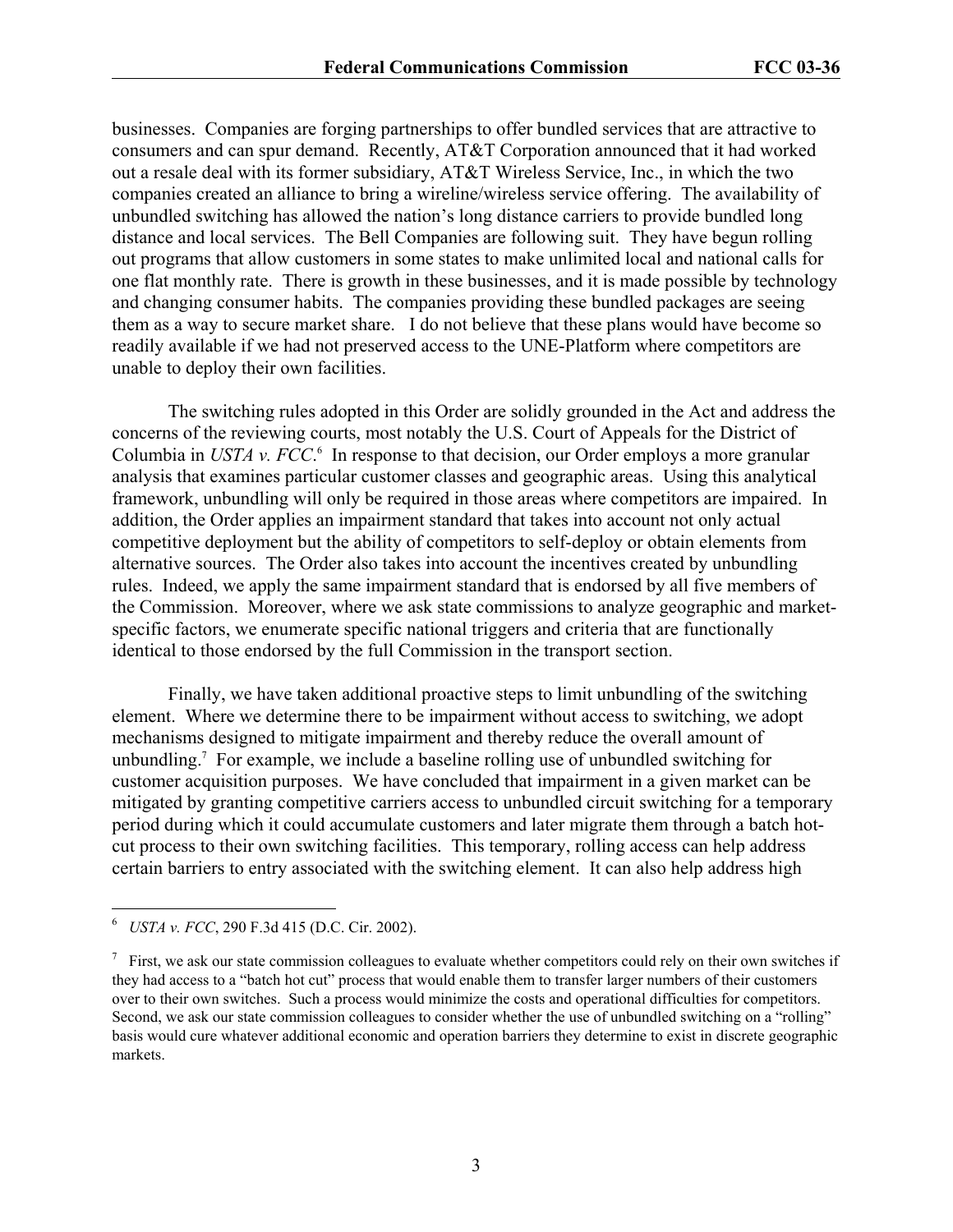businesses. Companies are forging partnerships to offer bundled services that are attractive to consumers and can spur demand. Recently, AT&T Corporation announced that it had worked out a resale deal with its former subsidiary, AT&T Wireless Service, Inc., in which the two companies created an alliance to bring a wireline/wireless service offering. The availability of unbundled switching has allowed the nation's long distance carriers to provide bundled long distance and local services. The Bell Companies are following suit. They have begun rolling out programs that allow customers in some states to make unlimited local and national calls for one flat monthly rate. There is growth in these businesses, and it is made possible by technology and changing consumer habits. The companies providing these bundled packages are seeing them as a way to secure market share. I do not believe that these plans would have become so readily available if we had not preserved access to the UNE-Platform where competitors are unable to deploy their own facilities.

The switching rules adopted in this Order are solidly grounded in the Act and address the concerns of the reviewing courts, most notably the U.S. Court of Appeals for the District of Columbia in *USTA v. FCC*.[6] In response to that decision, our Order employs a more granular analysis that examines particular customer classes and geographic areas. Using this analytical framework, unbundling will only be required in those areas where competitors are impaired. In addition, the Order applies an impairment standard that takes into account not only actual competitive deployment but the ability of competitors to self-deploy or obtain elements from alternative sources. The Order also takes into account the incentives created by unbundling rules. Indeed, we apply the same impairment standard that is endorsed by all five members of the Commission. Moreover, where we ask state commissions to analyze geographic and market-specific factors, we enumerate specific national triggers and criteria that are functionally identical to those endorsed by the full Commission in the transport section.

Finally, we have taken additional proactive steps to limit unbundling of the switching element. Where we determine there to be impairment without access to switching, we adopt mechanisms designed to mitigate impairment and thereby reduce the overall amount of unbundling.[7] For example, we include a baseline rolling use of unbundled switching for customer acquisition purposes. We have concluded that impairment in a given market can be mitigated by granting competitive carriers access to unbundled circuit switching for a temporary period during which it could accumulate customers and later migrate them through a batch hot-cut process to their own switching facilities. This temporary, rolling access can help address certain barriers to entry associated with the switching element. It can also help address high

---

[6] *USTA v. FCC*, 290 F.3d 415 (D.C. Cir. 2002).

[7] First, we ask our state commission colleagues to evaluate whether competitors could rely on their own switches if they had access to a "batch hot cut" process that would enable them to transfer larger numbers of their customers over to their own switches. Such a process would minimize the costs and operational difficulties for competitors. Second, we ask our state commission colleagues to consider whether the use of unbundled switching on a "rolling" basis would cure whatever additional economic and operation barriers they determine to exist in discrete geographic markets.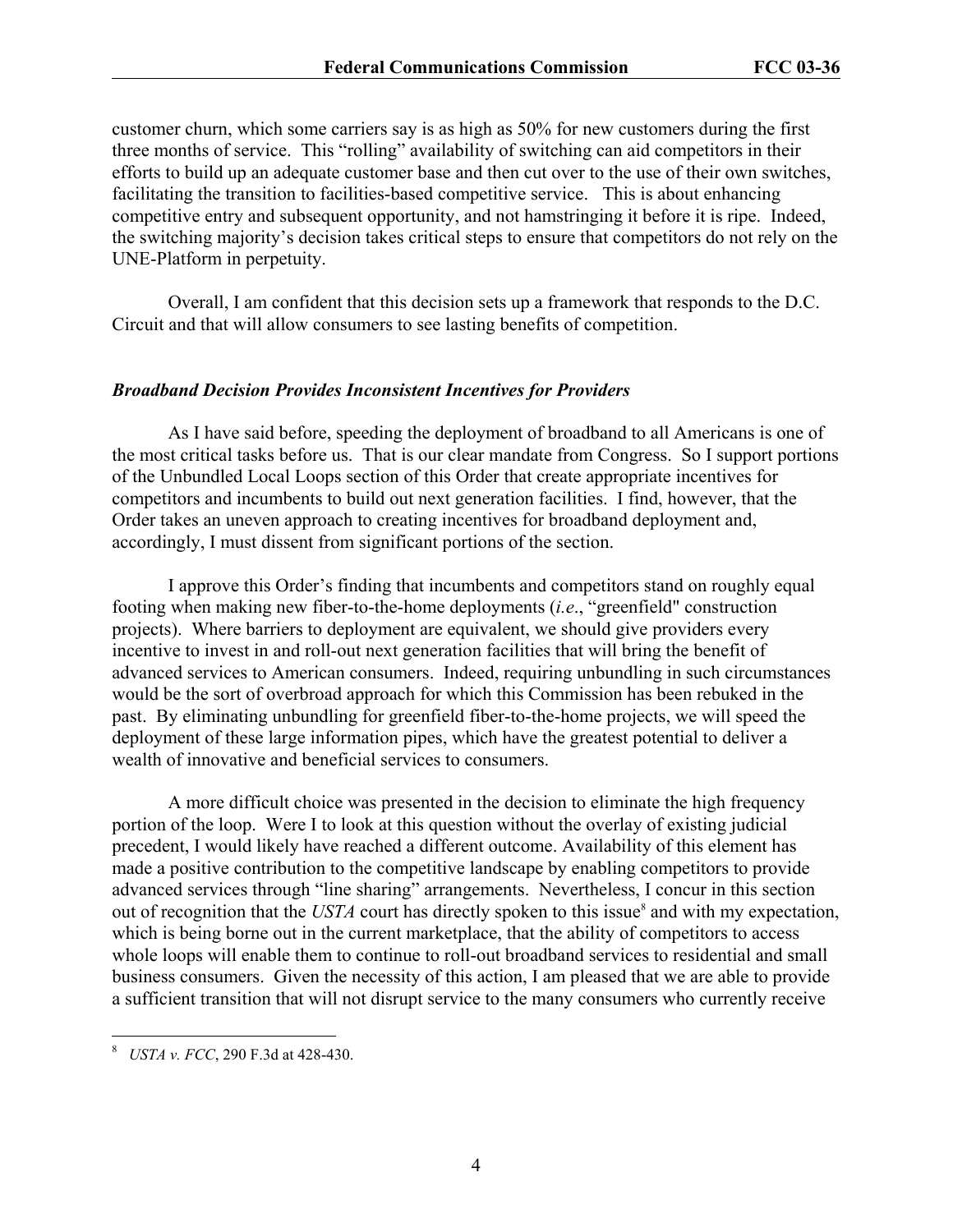customer churn, which some carriers say is as high as 50% for new customers during the first three months of service. This "rolling" availability of switching can aid competitors in their efforts to build up an adequate customer base and then cut over to the use of their own switches, facilitating the transition to facilities-based competitive service. This is about enhancing competitive entry and subsequent opportunity, and not hamstringing it before it is ripe. Indeed, the switching majority's decision takes critical steps to ensure that competitors do not rely on the UNE-Platform in perpetuity.

Overall, I am confident that this decision sets up a framework that responds to the D.C. Circuit and that will allow consumers to see lasting benefits of competition.

***Broadband Decision Provides Inconsistent Incentives for Providers***

As I have said before, speeding the deployment of broadband to all Americans is one of the most critical tasks before us. That is our clear mandate from Congress. So I support portions of the Unbundled Local Loops section of this Order that create appropriate incentives for competitors and incumbents to build out next generation facilities. I find, however, that the Order takes an uneven approach to creating incentives for broadband deployment and, accordingly, I must dissent from significant portions of the section.

I approve this Order's finding that incumbents and competitors stand on roughly equal footing when making new fiber-to-the-home deployments (*i.e*., "greenfield" construction projects). Where barriers to deployment are equivalent, we should give providers every incentive to invest in and roll-out next generation facilities that will bring the benefit of advanced services to American consumers. Indeed, requiring unbundling in such circumstances would be the sort of overbroad approach for which this Commission has been rebuked in the past. By eliminating unbundling for greenfield fiber-to-the-home projects, we will speed the deployment of these large information pipes, which have the greatest potential to deliver a wealth of innovative and beneficial services to consumers.

A more difficult choice was presented in the decision to eliminate the high frequency portion of the loop. Were I to look at this question without the overlay of existing judicial precedent, I would likely have reached a different outcome. Availability of this element has made a positive contribution to the competitive landscape by enabling competitors to provide advanced services through "line sharing" arrangements. Nevertheless, I concur in this section out of recognition that the *USTA* court has directly spoken to this issue[8] and with my expectation, which is being borne out in the current marketplace, that the ability of competitors to access whole loops will enable them to continue to roll-out broadband services to residential and small business consumers. Given the necessity of this action, I am pleased that we are able to provide a sufficient transition that will not disrupt service to the many consumers who currently receive

---

[8] *USTA v. FCC*, 290 F.3d at 428-430.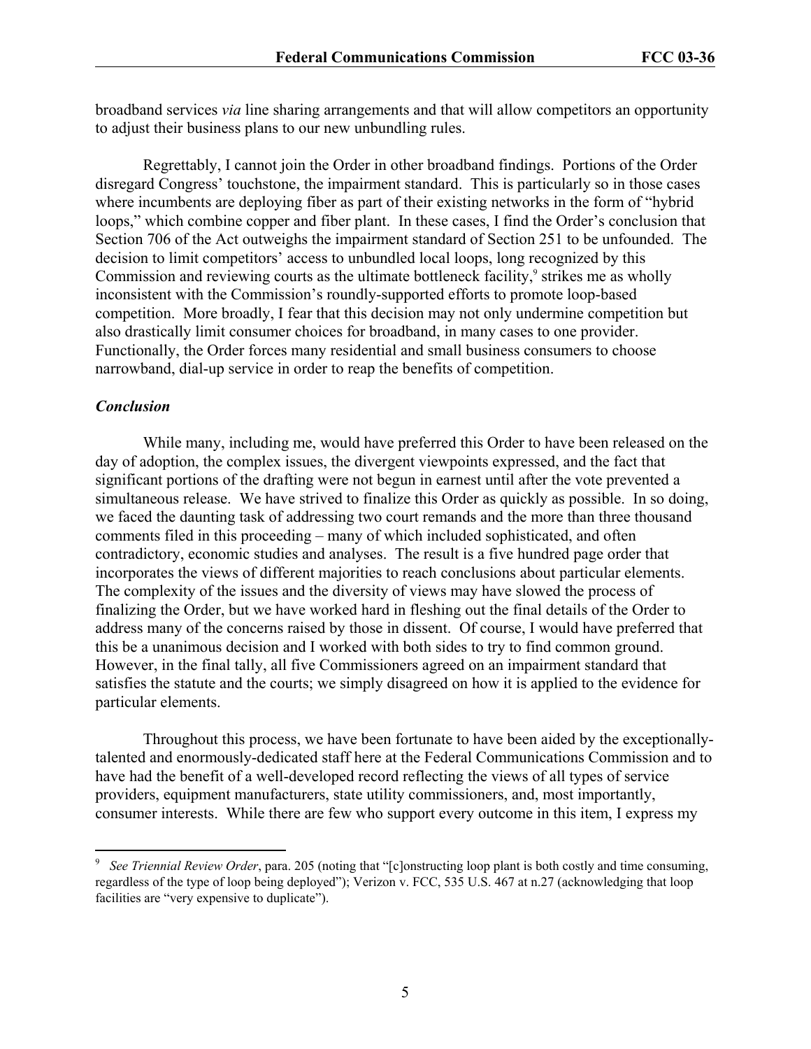broadband services *via* line sharing arrangements and that will allow competitors an opportunity to adjust their business plans to our new unbundling rules.

Regrettably, I cannot join the Order in other broadband findings. Portions of the Order disregard Congress' touchstone, the impairment standard. This is particularly so in those cases where incumbents are deploying fiber as part of their existing networks in the form of "hybrid loops," which combine copper and fiber plant. In these cases, I find the Order's conclusion that Section 706 of the Act outweighs the impairment standard of Section 251 to be unfounded. The decision to limit competitors' access to unbundled local loops, long recognized by this Commission and reviewing courts as the ultimate bottleneck facility,[9] strikes me as wholly inconsistent with the Commission's roundly-supported efforts to promote loop-based competition. More broadly, I fear that this decision may not only undermine competition but also drastically limit consumer choices for broadband, in many cases to one provider. Functionally, the Order forces many residential and small business consumers to choose narrowband, dial-up service in order to reap the benefits of competition.

### *Conclusion*

While many, including me, would have preferred this Order to have been released on the day of adoption, the complex issues, the divergent viewpoints expressed, and the fact that significant portions of the drafting were not begun in earnest until after the vote prevented a simultaneous release. We have strived to finalize this Order as quickly as possible. In so doing, we faced the daunting task of addressing two court remands and the more than three thousand comments filed in this proceeding – many of which included sophisticated, and often contradictory, economic studies and analyses. The result is a five hundred page order that incorporates the views of different majorities to reach conclusions about particular elements. The complexity of the issues and the diversity of views may have slowed the process of finalizing the Order, but we have worked hard in fleshing out the final details of the Order to address many of the concerns raised by those in dissent. Of course, I would have preferred that this be a unanimous decision and I worked with both sides to try to find common ground. However, in the final tally, all five Commissioners agreed on an impairment standard that satisfies the statute and the courts; we simply disagreed on how it is applied to the evidence for particular elements.

Throughout this process, we have been fortunate to have been aided by the exceptionally-talented and enormously-dedicated staff here at the Federal Communications Commission and to have had the benefit of a well-developed record reflecting the views of all types of service providers, equipment manufacturers, state utility commissioners, and, most importantly, consumer interests. While there are few who support every outcome in this item, I express my

---

[9] *See Triennial Review Order*, para. 205 (noting that "[c]onstructing loop plant is both costly and time consuming, regardless of the type of loop being deployed"); Verizon v. FCC, 535 U.S. 467 at n.27 (acknowledging that loop facilities are "very expensive to duplicate").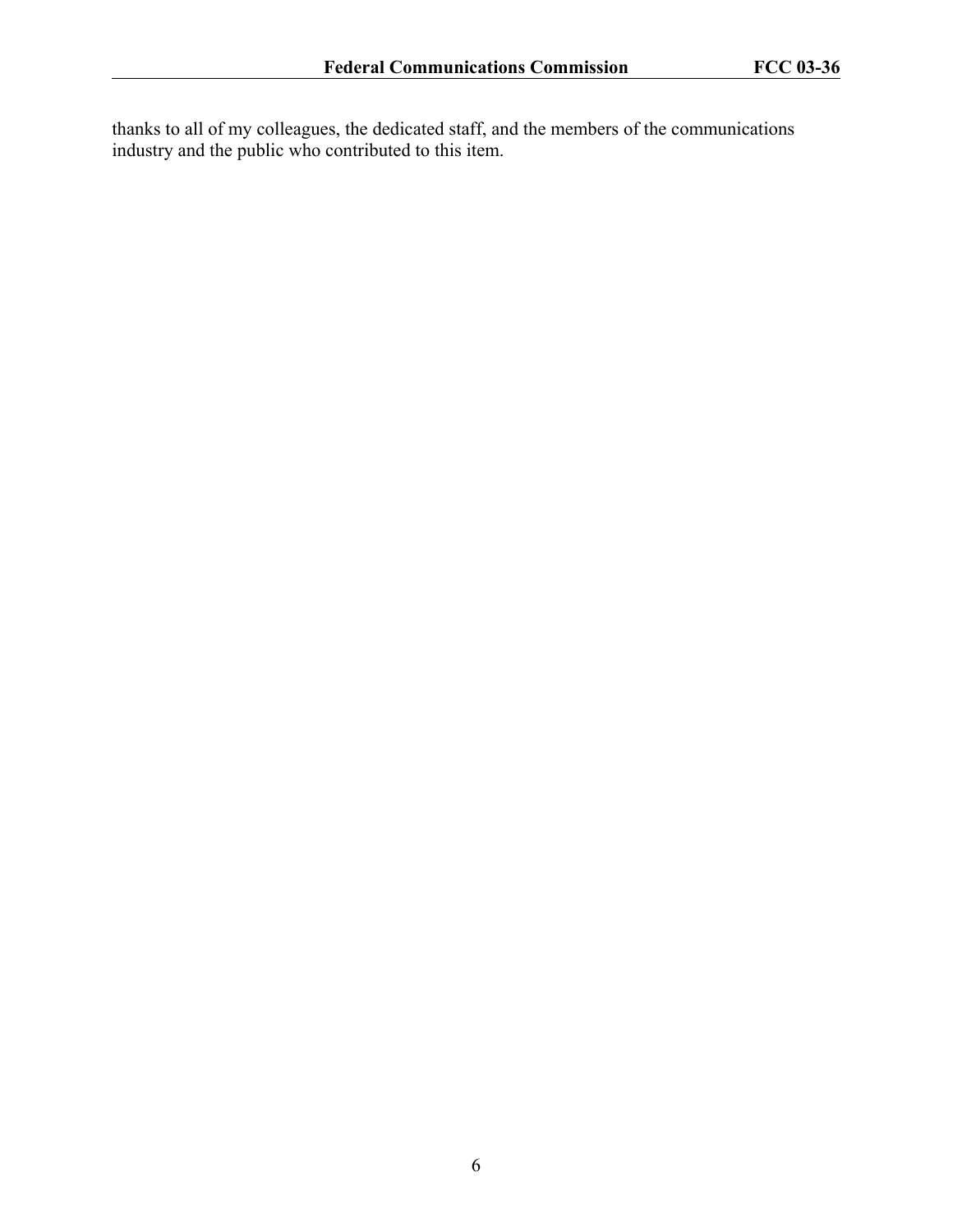thanks to all of my colleagues, the dedicated staff, and the members of the communications industry and the public who contributed to this item.